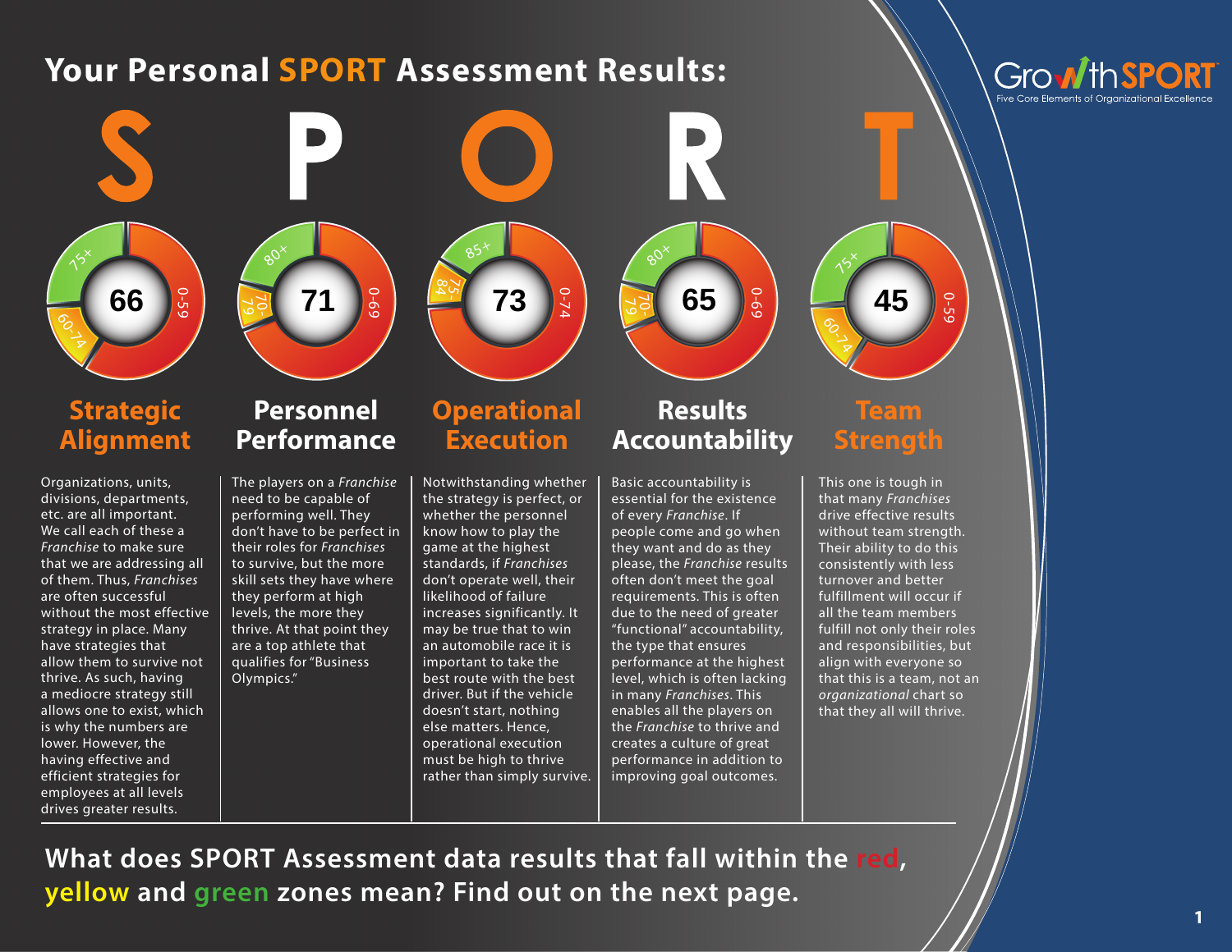# Your Personal SPORT Assessment Results:

GrowthSPORT
Five Core Elements of Organizational Excellence

| | S | P | O | R | T |
|---|---|---|---|---|---|
| Score | 66 | 71 | 73 | 65 | 45 |
| Green | 75+ | 80+ | 85+ | 80+ | 75+ |
| Yellow | 60-74 | 70-79 | 75-84 | 70-79 | 60-74 |
| Red | 0-59 | 0-69 | 0-74 | 0-69 | 0-59 |

## Strategic Alignment

Organizations, units, divisions, departments, etc. are all important. We call each of these a *Franchise* to make sure that we are addressing all of them. Thus, *Franchises* are often successful without the most effective strategy in place. Many have strategies that allow them to survive not thrive. As such, having a mediocre strategy still allows one to exist, which is why the numbers are lower. However, the having effective and efficient strategies for employees at all levels drives greater results.

## Personnel Performance

The players on a *Franchise* need to be capable of performing well. They don't have to be perfect in their roles for *Franchises* to survive, but the more skill sets they have where they perform at high levels, the more they thrive. At that point they are a top athlete that qualifies for "Business Olympics."

## Operational Execution

Notwithstanding whether the strategy is perfect, or whether the personnel know how to play the game at the highest standards, if *Franchises* don't operate well, their likelihood of failure increases significantly. It may be true that to win an automobile race it is important to take the best route with the best driver. But if the vehicle doesn't start, nothing else matters. Hence, operational execution must be high to thrive rather than simply survive.

## Results Accountability

Basic accountability is essential for the existence of every *Franchise*. If people come and go when they want and do as they please, the *Franchise* results often don't meet the goal requirements. This is often due to the need of greater "functional" accountability, the type that ensures performance at the highest level, which is often lacking in many *Franchises*. This enables all the players on the *Franchise* to thrive and creates a culture of great performance in addition to improving goal outcomes.

## Team Strength

This one is tough in that many *Franchises* drive effective results without team strength. Their ability to do this consistently with less turnover and better fulfillment will occur if all the team members fulfill not only their roles and responsibilities, but align with everyone so that this is a team, not an *organizational* chart so that they all will thrive.

**What does SPORT Assessment data results that fall within the red, yellow and green zones mean? Find out on the next page.**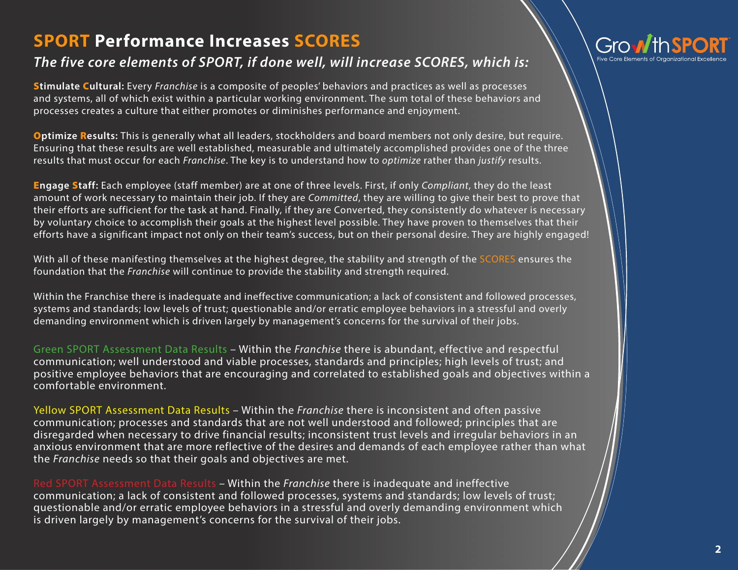# SPORT Performance Increases SCORES

### *The five core elements of SPORT, if done well, will increase SCORES, which is:*

**Stimulate Cultural:** Every *Franchise* is a composite of peoples' behaviors and practices as well as processes and systems, all of which exist within a particular working environment. The sum total of these behaviors and processes creates a culture that either promotes or diminishes performance and enjoyment.

**Optimize Results:** This is generally what all leaders, stockholders and board members not only desire, but require. Ensuring that these results are well established, measurable and ultimately accomplished provides one of the three results that must occur for each *Franchise*. The key is to understand how to *optimize* rather than *justify* results.

**Engage Staff:** Each employee (staff member) are at one of three levels. First, if only *Compliant*, they do the least amount of work necessary to maintain their job. If they are *Committed*, they are willing to give their best to prove that their efforts are sufficient for the task at hand. Finally, if they are Converted, they consistently do whatever is necessary by voluntary choice to accomplish their goals at the highest level possible. They have proven to themselves that their efforts have a significant impact not only on their team's success, but on their personal desire. They are highly engaged!

With all of these manifesting themselves at the highest degree, the stability and strength of the SCORES ensures the foundation that the *Franchise* will continue to provide the stability and strength required.

Within the Franchise there is inadequate and ineffective communication; a lack of consistent and followed processes, systems and standards; low levels of trust; questionable and/or erratic employee behaviors in a stressful and overly demanding environment which is driven largely by management's concerns for the survival of their jobs.

Green SPORT Assessment Data Results – Within the *Franchise* there is abundant, effective and respectful communication; well understood and viable processes, standards and principles; high levels of trust; and positive employee behaviors that are encouraging and correlated to established goals and objectives within a comfortable environment.

Yellow SPORT Assessment Data Results – Within the *Franchise* there is inconsistent and often passive communication; processes and standards that are not well understood and followed; principles that are disregarded when necessary to drive financial results; inconsistent trust levels and irregular behaviors in an anxious environment that are more reflective of the desires and demands of each employee rather than what the *Franchise* needs so that their goals and objectives are met.

Red SPORT Assessment Data Results – Within the *Franchise* there is inadequate and ineffective communication; a lack of consistent and followed processes, systems and standards; low levels of trust; questionable and/or erratic employee behaviors in a stressful and overly demanding environment which is driven largely by management's concerns for the survival of their jobs.